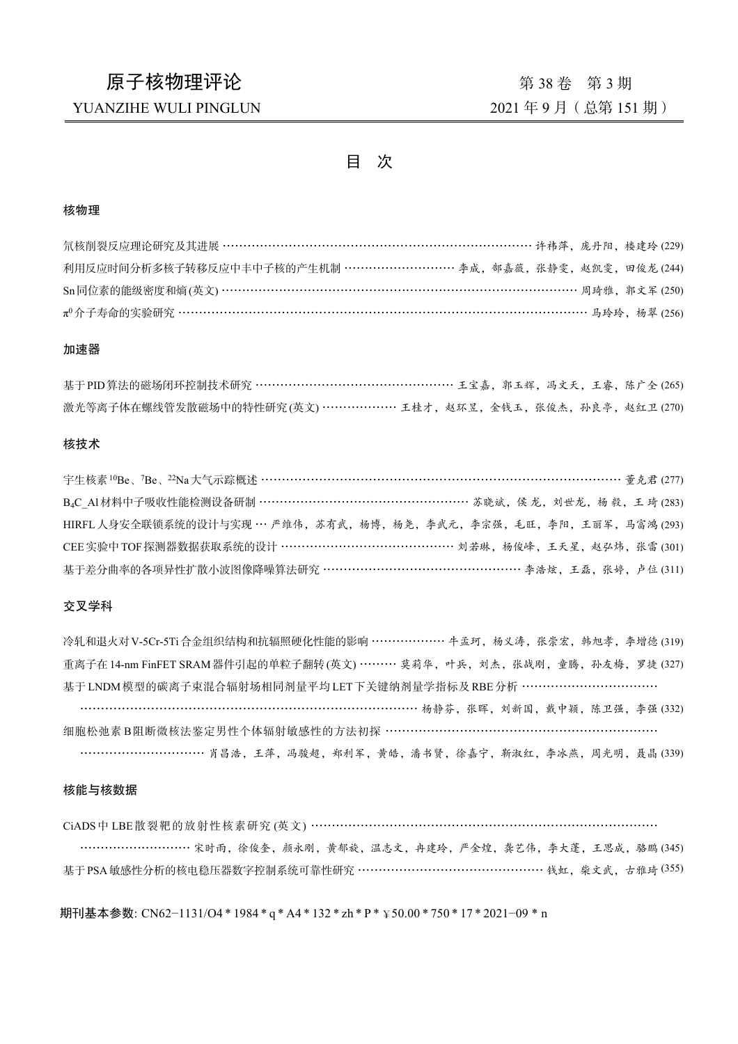# 原子核物理评论

YUANZIHE WULI PINGLUN

第 38 卷 第 3 期

2021 年 9 月（总第 151 期）

## 目 次

### 核物理

氘核削裂反应理论研究及其进展 ………………………………………………………… 许祎萍，庞丹阳，楼建玲 (229)

利用反应时间分析多核子转移反应中丰中子核的产生机制 ……………………… 李成，郇嘉薇，张静雯，赵凯雯，田俊龙 (244)

Sn同位素的能级密度和熵 (英文) ……………………………………………………… 周琦雅，郭文军 (250)

$\pi^0$ 介子寿命的实验研究 ………………………………………………………………… 马玲玲，杨翠 (256)

### 加速器

基于PID算法的磁场闭环控制技术研究 …………………………………… 王宝嘉，郭玉辉，冯文天，王睿，陈广全 (265)

激光等离子体在螺线管发散磁场中的特性研究 (英文) ……………… 王桂才，赵环昱，金钱玉，张俊杰，孙良亭，赵红卫 (270)

### 核技术

宇生核素 $^{10}$Be、$^{7}$Be、$^{22}$Na大气示踪概述 ……………………………………………………………… 董克君 (277)

$B_4C$_Al材料中子吸收性能检测设备研制 ………………………………… 苏晓斌，侯龙，刘世龙，杨毅，王琦 (283)

HIRFL人身安全联锁系统的设计与实现 … 严维伟，苏有武，杨博，杨尧，李武元，李宗强，毛旺，李阳，王丽军，马富鸿 (293)

CEE实验中TOF探测器数据获取系统的设计 ……………………………… 刘若琳，杨俊峰，王天星，赵弘炜，张雷 (301)

基于差分曲率的各项异性扩散小波图像降噪算法研究 ……………………………………… 李浩炫，王磊，张婷，卢位 (311)

### 交叉学科

冷轧和退火对V-5Cr-5Ti合金组织结构和抗辐照硬化性能的影响 ……………… 牛孟珂，杨义涛，张崇宏，韩旭孝，李增德 (319)

重离子在14-nm FinFET SRAM器件引起的单粒子翻转 (英文) ……… 莫莉华，叶兵，刘杰，张战刚，童腾，孙友梅，罗捷 (327)

基于LNDM模型的碳离子束混合辐射场相同剂量平均LET下关键纳剂量学指标及RBE分析 …………………………………………………………………………………… 杨静芬，张晖，刘新国，戴中颖，陈卫强，李强 (332)

细胞松弛素B阻断微核法鉴定男性个体辐射敏感性的方法初探 ………………………………………………………………………… 肖昌浩，王萍，冯骏超，郑利军，黄皓，潘书贤，徐嘉宁，靳淑红，李冰燕，周光明，聂晶 (339)

### 核能与核数据

CiADS中LBE散裂靶的放射性核素研究 (英文) ……………………………………………………………………………… 宋时雨，徐俊奎，颜永刚，黄郁旋，温志文，冉建玲，严金煌，龚艺伟，李大蓬，王思成，骆鹏 (345)

基于PSA敏感性分析的核电稳压器数字控制系统可靠性研究 ……………………………………… 钱虹，柴文武，古雅琦 (355)

**期刊基本参数**: CN62−1131/O4 * 1984 * q * A4 * 132 * zh * P * ￥50.00 * 750 * 17 * 2021−09 * n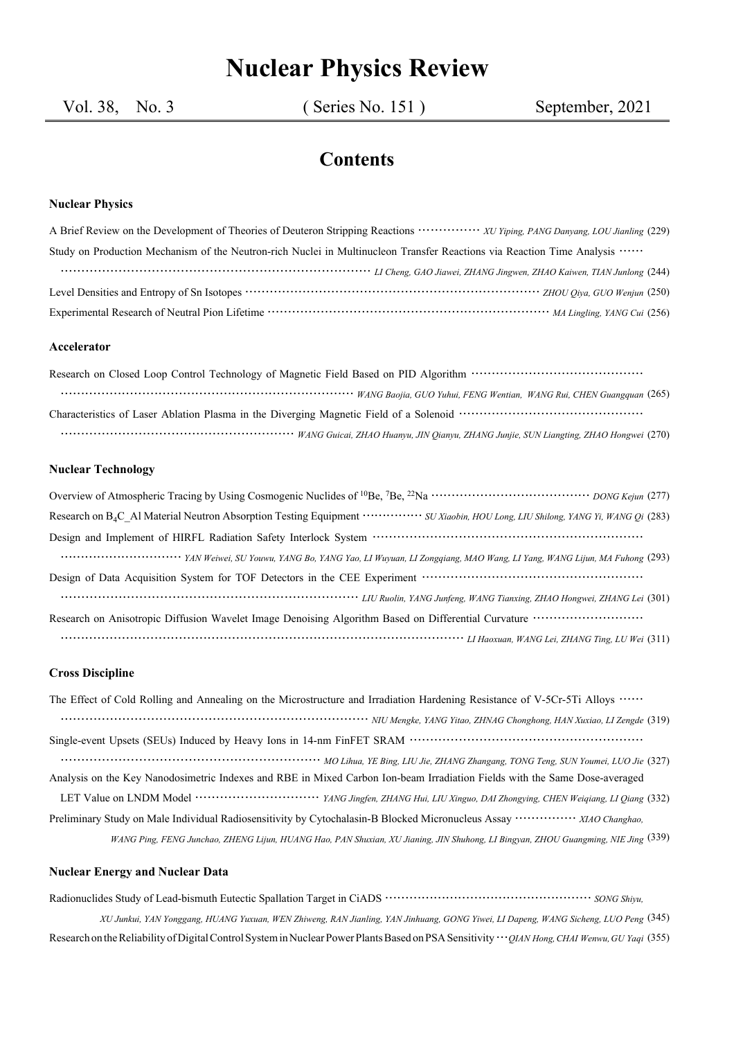# Nuclear Physics Review

Vol. 38, No. 3 ( Series No. 151 ) September, 2021

## Contents

### Nuclear Physics

A Brief Review on the Development of Theories of Deuteron Stripping Reactions ··············· *XU Yiping, PANG Danyang, LOU Jianling* (229)

Study on Production Mechanism of the Neutron-rich Nuclei in Multinucleon Transfer Reactions via Reaction Time Analysis ······ *LI Cheng, GAO Jiawei, ZHANG Jingwen, ZHAO Kaiwen, TIAN Junlong* (244)

Level Densities and Entropy of Sn Isotopes ··· *ZHOU Qiya, GUO Wenjun* (250)

Experimental Research of Neutral Pion Lifetime ··· *MA Lingling, YANG Cui* (256)

### Accelerator

Research on Closed Loop Control Technology of Magnetic Field Based on PID Algorithm ··· *WANG Baojia, GUO Yuhui, FENG Wentian, WANG Rui, CHEN Guangquan* (265)

Characteristics of Laser Ablation Plasma in the Diverging Magnetic Field of a Solenoid ··· *WANG Guicai, ZHAO Huanyu, JIN Qianyu, ZHANG Junjie, SUN Liangting, ZHAO Hongwei* (270)

### Nuclear Technology

Overview of Atmospheric Tracing by Using Cosmogenic Nuclides of $^{10}$Be, $^{7}$Be, $^{22}$Na ··· *DONG Kejun* (277)

Research on $B_4C$_Al Material Neutron Absorption Testing Equipment ··············· *SU Xiaobin, HOU Long, LIU Shilong, YANG Yi, WANG Qi* (283)

Design and Implement of HIRFL Radiation Safety Interlock System ··· *YAN Weiwei, SU Youwu, YANG Bo, YANG Yao, LI Wuyuan, LI Zongqiang, MAO Wang, LI Yang, WANG Lijun, MA Fuhong* (293)

Design of Data Acquisition System for TOF Detectors in the CEE Experiment ··· *LIU Ruolin, YANG Junfeng, WANG Tianxing, ZHAO Hongwei, ZHANG Lei* (301)

Research on Anisotropic Diffusion Wavelet Image Denoising Algorithm Based on Differential Curvature ··· *LI Haoxuan, WANG Lei, ZHANG Ting, LU Wei* (311)

### Cross Discipline

The Effect of Cold Rolling and Annealing on the Microstructure and Irradiation Hardening Resistance of V-5Cr-5Ti Alloys ······ *NIU Mengke, YANG Yitao, ZHNAG Chonghong, HAN Xuxiao, LI Zengde* (319)

Single-event Upsets (SEUs) Induced by Heavy Ions in 14-nm FinFET SRAM ··· *MO Lihua, YE Bing, LIU Jie, ZHANG Zhangang, TONG Teng, SUN Youmei, LUO Jie* (327)

Analysis on the Key Nanodosimetric Indexes and RBE in Mixed Carbon Ion-beam Irradiation Fields with the Same Dose-averaged LET Value on LNDM Model ··· *YANG Jingfen, ZHANG Hui, LIU Xinguo, DAI Zhongying, CHEN Weiqiang, LI Qiang* (332)

Preliminary Study on Male Individual Radiosensitivity by Cytochalasin-B Blocked Micronucleus Assay ··············· *XIAO Changhao, WANG Ping, FENG Junchao, ZHENG Lijun, HUANG Hao, PAN Shuxian, XU Jianing, JIN Shuhong, LI Bingyan, ZHOU Guangming, NIE Jing* (339)

### Nuclear Energy and Nuclear Data

Radionuclides Study of Lead-bismuth Eutectic Spallation Target in CiADS ··· *SONG Shiyu, XU Junkui, YAN Yonggang, HUANG Yuxuan, WEN Zhiweng, RAN Jianling, YAN Jinhuang, GONG Yiwei, LI Dapeng, WANG Sicheng, LUO Peng* (345)

Research on the Reliability of Digital Control System in Nuclear Power Plants Based on PSA Sensitivity ··· *QIAN Hong, CHAI Wenwu, GU Yaqi* (355)